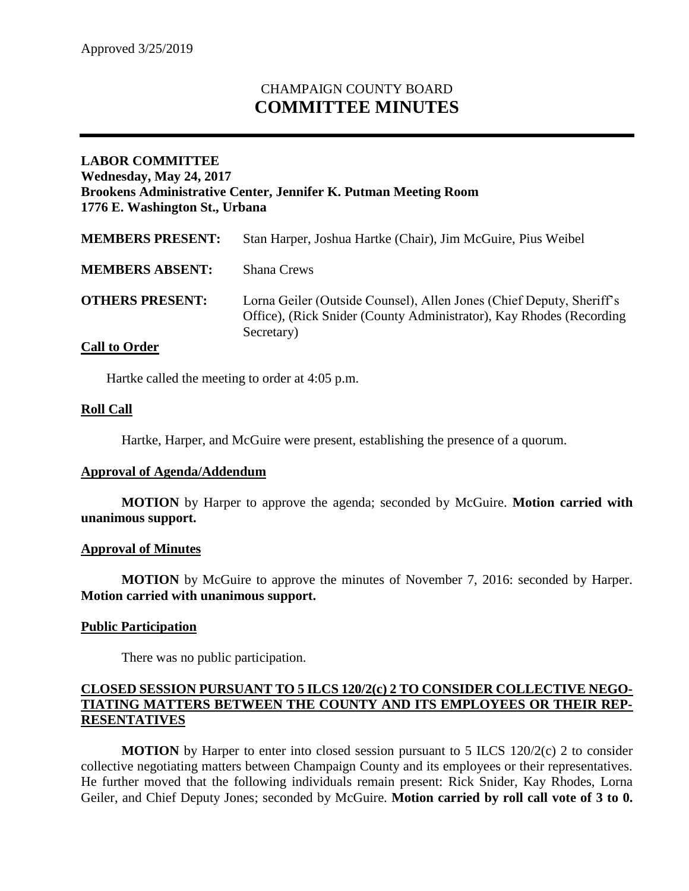Approved 3/25/2019

# CHAMPAIGN COUNTY BOARD
# COMMITTEE MINUTES

**LABOR COMMITTEE**
**Wednesday, May 24, 2017**
**Brookens Administrative Center, Jennifer K. Putman Meeting Room**
**1776 E. Washington St., Urbana**

**MEMBERS PRESENT:** Stan Harper, Joshua Hartke (Chair), Jim McGuire, Pius Weibel

**MEMBERS ABSENT:** Shana Crews

**OTHERS PRESENT:** Lorna Geiler (Outside Counsel), Allen Jones (Chief Deputy, Sheriff's Office), (Rick Snider (County Administrator), Kay Rhodes (Recording Secretary)

## Call to Order

Hartke called the meeting to order at 4:05 p.m.

## Roll Call

Hartke, Harper, and McGuire were present, establishing the presence of a quorum.

## Approval of Agenda/Addendum

**MOTION** by Harper to approve the agenda; seconded by McGuire. **Motion carried with unanimous support.**

## Approval of Minutes

**MOTION** by McGuire to approve the minutes of November 7, 2016: seconded by Harper. **Motion carried with unanimous support.**

## Public Participation

There was no public participation.

## CLOSED SESSION PURSUANT TO 5 ILCS 120/2(c) 2 TO CONSIDER COLLECTIVE NEGOTIATING MATTERS BETWEEN THE COUNTY AND ITS EMPLOYEES OR THEIR REPRESENTATIVES

**MOTION** by Harper to enter into closed session pursuant to 5 ILCS 120/2(c) 2 to consider collective negotiating matters between Champaign County and its employees or their representatives. He further moved that the following individuals remain present: Rick Snider, Kay Rhodes, Lorna Geiler, and Chief Deputy Jones; seconded by McGuire. **Motion carried by roll call vote of 3 to 0.**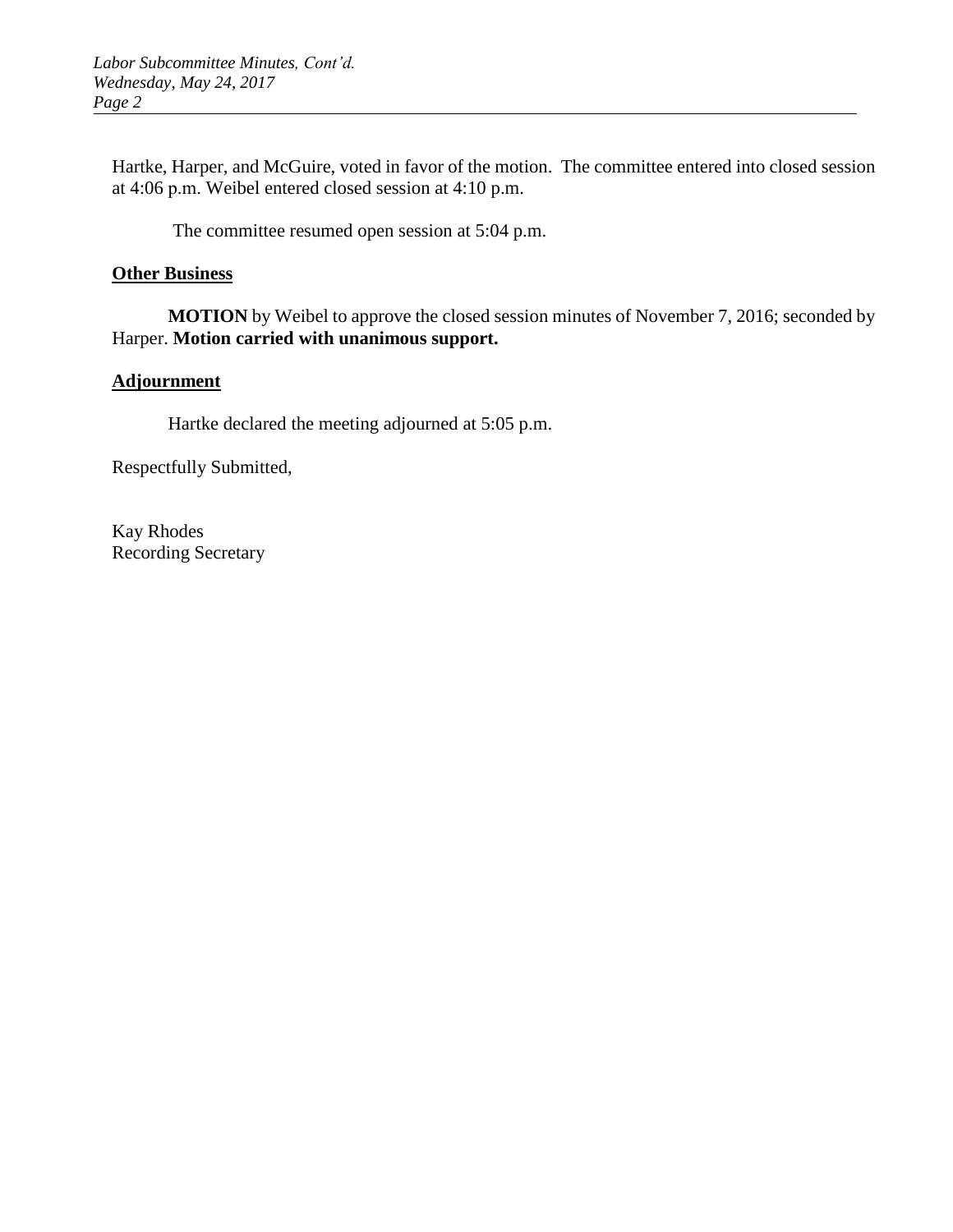Hartke, Harper, and McGuire, voted in favor of the motion. The committee entered into closed session at 4:06 p.m. Weibel entered closed session at 4:10 p.m.

The committee resumed open session at 5:04 p.m.

**Other Business**

**MOTION** by Weibel to approve the closed session minutes of November 7, 2016; seconded by Harper. **Motion carried with unanimous support.**

**Adjournment**

Hartke declared the meeting adjourned at 5:05 p.m.

Respectfully Submitted,

Kay Rhodes
Recording Secretary